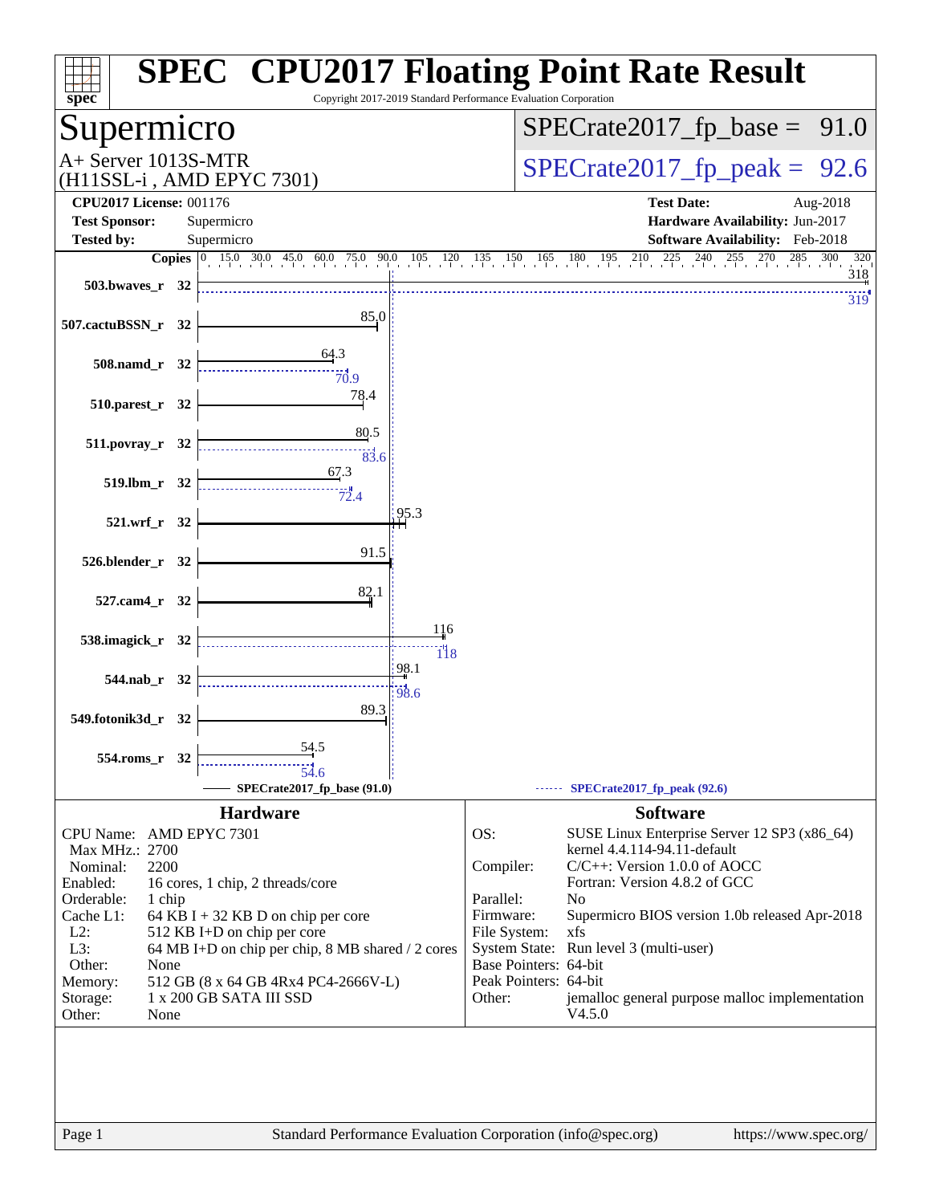# SPEC CPU2017 Floating Point Rate Result

Copyright 2017-2019 Standard Performance Evaluation Corporation

## Supermicro

A+ Server 1013S-MTR
(H11SSL-i , AMD EPYC 7301)

SPECrate2017_fp_base = 91.0

SPECrate2017_fp_peak = 92.6

**CPU2017 License:** 001176
**Test Sponsor:** Supermicro
**Tested by:** Supermicro

**Test Date:** Aug-2018
**Hardware Availability:** Jun-2017
**Software Availability:** Feb-2018

| Benchmark | Copies | Base | Peak |
|---|---|---|---|
| 503.bwaves_r | 32 | 318 | 319 |
| 507.cactuBSSN_r | 32 | 85.0 | |
| 508.namd_r | 32 | 64.3 | 70.9 |
| 510.parest_r | 32 | 78.4 | |
| 511.povray_r | 32 | 80.5 | 83.6 |
| 519.lbm_r | 32 | 67.3 | 72.4 |
| 521.wrf_r | 32 | 95.3 | |
| 526.blender_r | 32 | 91.5 | |
| 527.cam4_r | 32 | 82.1 | |
| 538.imagick_r | 32 | 116 | 118 |
| 544.nab_r | 32 | 98.1 | 98.6 |
| 549.fotonik3d_r | 32 | 89.3 | |
| 554.roms_r | 32 | 54.5 | 54.6 |

SPECrate2017_fp_base (91.0)　　SPECrate2017_fp_peak (92.6)

## Hardware

| | |
|---|---|
| CPU Name: | AMD EPYC 7301 |
| Max MHz.: | 2700 |
| Nominal: | 2200 |
| Enabled: | 16 cores, 1 chip, 2 threads/core |
| Orderable: | 1 chip |
| Cache L1: | 64 KB I + 32 KB D on chip per core |
| L2: | 512 KB I+D on chip per core |
| L3: | 64 MB I+D on chip per chip, 8 MB shared / 2 cores |
| Other: | None |
| Memory: | 512 GB (8 x 64 GB 4Rx4 PC4-2666V-L) |
| Storage: | 1 x 200 GB SATA III SSD |
| Other: | None |

## Software

| | |
|---|---|
| OS: | SUSE Linux Enterprise Server 12 SP3 (x86_64) kernel 4.4.114-94.11-default |
| Compiler: | C/C++: Version 1.0.0 of AOCC Fortran: Version 4.8.2 of GCC |
| Parallel: | No |
| Firmware: | Supermicro BIOS version 1.0b released Apr-2018 |
| File System: | xfs |
| System State: | Run level 3 (multi-user) |
| Base Pointers: | 64-bit |
| Peak Pointers: | 64-bit |
| Other: | jemalloc general purpose malloc implementation V4.5.0 |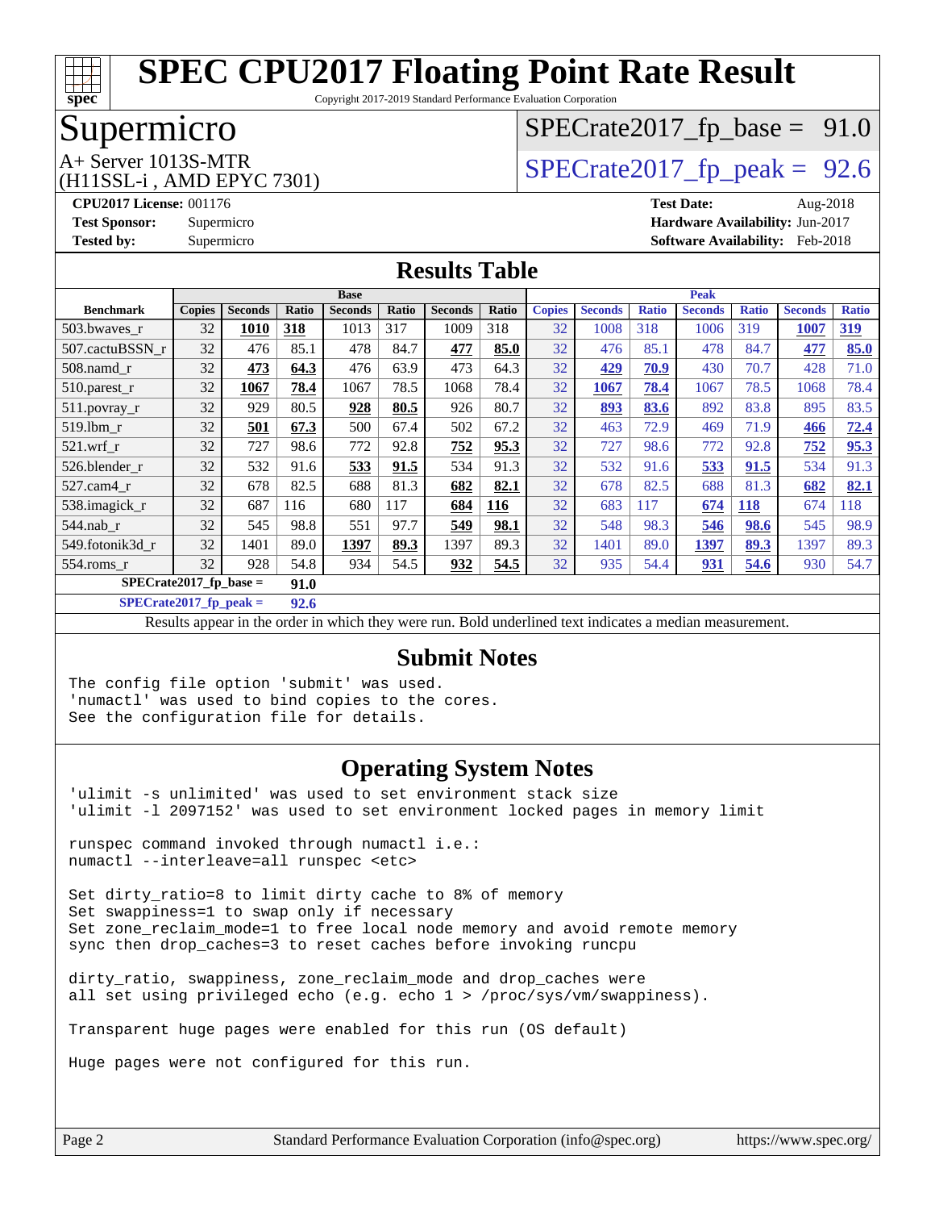# SPEC CPU2017 Floating Point Rate Result

Copyright 2017-2019 Standard Performance Evaluation Corporation

## Supermicro

A+ Server 1013S-MTR
(H11SSL-i , AMD EPYC 7301)

SPECrate2017_fp_base = 91.0

SPECrate2017_fp_peak = 92.6

**CPU2017 License:** 001176
**Test Sponsor:** Supermicro
**Tested by:** Supermicro

**Test Date:** Aug-2018
**Hardware Availability:** Jun-2017
**Software Availability:** Feb-2018

## Results Table

| | Base | | | | | | | Peak | | | | | | |
|---|---|---|---|---|---|---|---|---|---|---|---|---|---|---|
| **Benchmark** | **Copies** | **Seconds** | **Ratio** | **Seconds** | **Ratio** | **Seconds** | **Ratio** | **Copies** | **Seconds** | **Ratio** | **Seconds** | **Ratio** | **Seconds** | **Ratio** |
| 503.bwaves_r | 32 | **1010** | **318** | 1013 | 317 | 1009 | 318 | 32 | 1008 | 318 | 1006 | 319 | **1007** | **319** |
| 507.cactuBSSN_r | 32 | 476 | 85.1 | 478 | 84.7 | **477** | **85.0** | 32 | 476 | 85.1 | 478 | 84.7 | **477** | **85.0** |
| 508.namd_r | 32 | **473** | **64.3** | 476 | 63.9 | 473 | 64.3 | 32 | **429** | **70.9** | 430 | 70.7 | 428 | 71.0 |
| 510.parest_r | 32 | **1067** | **78.4** | 1067 | 78.5 | 1068 | 78.4 | 32 | **1067** | **78.4** | 1067 | 78.5 | 1068 | 78.4 |
| 511.povray_r | 32 | 929 | 80.5 | **928** | **80.5** | 926 | 80.7 | 32 | **893** | **83.6** | 892 | 83.8 | 895 | 83.5 |
| 519.lbm_r | 32 | **501** | **67.3** | 500 | 67.4 | 502 | 67.2 | 32 | 463 | 72.9 | 469 | 71.9 | **466** | **72.4** |
| 521.wrf_r | 32 | 727 | 98.6 | 772 | 92.8 | **752** | **95.3** | 32 | 727 | 98.6 | 772 | 92.8 | **752** | **95.3** |
| 526.blender_r | 32 | 532 | 91.6 | **533** | **91.5** | 534 | 91.3 | 32 | 532 | 91.6 | **533** | **91.5** | 534 | 91.3 |
| 527.cam4_r | 32 | 678 | 82.5 | 688 | 81.3 | **682** | **82.1** | 32 | 678 | 82.5 | 688 | 81.3 | **682** | **82.1** |
| 538.imagick_r | 32 | 687 | 116 | 680 | 117 | **684** | **116** | 32 | 683 | 117 | **674** | **118** | 674 | 118 |
| 544.nab_r | 32 | 545 | 98.8 | 551 | 97.7 | **549** | **98.1** | 32 | 548 | 98.3 | **546** | **98.6** | 545 | 98.9 |
| 549.fotonik3d_r | 32 | 1401 | 89.0 | **1397** | **89.3** | 1397 | 89.3 | 32 | 1401 | 89.0 | **1397** | **89.3** | 1397 | 89.3 |
| 554.roms_r | 32 | 928 | 54.8 | 934 | 54.5 | **932** | **54.5** | 32 | 935 | 54.4 | **931** | **54.6** | 930 | 54.7 |

**SPECrate2017_fp_base = 91.0**

**SPECrate2017_fp_peak = 92.6**

Results appear in the order in which they were run. Bold underlined text indicates a median measurement.

## Submit Notes

```
The config file option 'submit' was used.
'numactl' was used to bind copies to the cores.
See the configuration file for details.
```

## Operating System Notes

```
'ulimit -s unlimited' was used to set environment stack size
'ulimit -l 2097152' was used to set environment locked pages in memory limit

runspec command invoked through numactl i.e.:
numactl --interleave=all runspec <etc>

Set dirty_ratio=8 to limit dirty cache to 8% of memory
Set swappiness=1 to swap only if necessary
Set zone_reclaim_mode=1 to free local node memory and avoid remote memory
sync then drop_caches=3 to reset caches before invoking runcpu

dirty_ratio, swappiness, zone_reclaim_mode and drop_caches were
all set using privileged echo (e.g. echo 1 > /proc/sys/vm/swappiness).

Transparent huge pages were enabled for this run (OS default)

Huge pages were not configured for this run.
```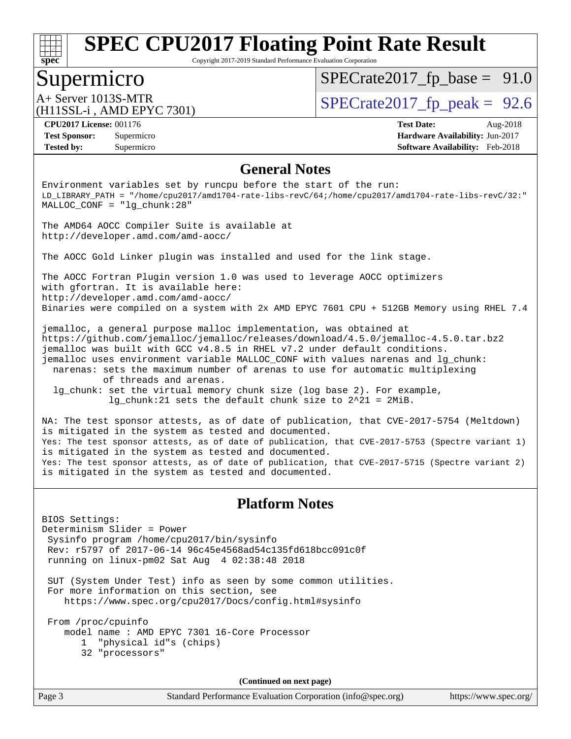## General Notes

```
Environment variables set by runcpu before the start of the run:
LD_LIBRARY_PATH = "/home/cpu2017/amd1704-rate-libs-revC/64;/home/cpu2017/amd1704-rate-libs-revC/32:"
MALLOC_CONF = "lg_chunk:28"

The AMD64 AOCC Compiler Suite is available at
http://developer.amd.com/amd-aocc/

The AOCC Gold Linker plugin was installed and used for the link stage.

The AOCC Fortran Plugin version 1.0 was used to leverage AOCC optimizers
with gfortran. It is available here:
http://developer.amd.com/amd-aocc/
Binaries were compiled on a system with 2x AMD EPYC 7601 CPU + 512GB Memory using RHEL 7.4

jemalloc, a general purpose malloc implementation, was obtained at
https://github.com/jemalloc/jemalloc/releases/download/4.5.0/jemalloc-4.5.0.tar.bz2
jemalloc was built with GCC v4.8.5 in RHEL v7.2 under default conditions.
jemalloc uses environment variable MALLOC_CONF with values narenas and lg_chunk:
  narenas: sets the maximum number of arenas to use for automatic multiplexing
           of threads and arenas.
  lg_chunk: set the virtual memory chunk size (log base 2). For example,
            lg_chunk:21 sets the default chunk size to 2^21 = 2MiB.

NA: The test sponsor attests, as of date of publication, that CVE-2017-5754 (Meltdown)
is mitigated in the system as tested and documented.
Yes: The test sponsor attests, as of date of publication, that CVE-2017-5753 (Spectre variant 1)
is mitigated in the system as tested and documented.
Yes: The test sponsor attests, as of date of publication, that CVE-2017-5715 (Spectre variant 2)
is mitigated in the system as tested and documented.
```

## Platform Notes

```
BIOS Settings:
Determinism Slider = Power
 Sysinfo program /home/cpu2017/bin/sysinfo
 Rev: r5797 of 2017-06-14 96c45e4568ad54c135fd618bcc091c0f
 running on linux-pm02 Sat Aug  4 02:38:48 2018

 SUT (System Under Test) info as seen by some common utilities.
 For more information on this section, see
    https://www.spec.org/cpu2017/Docs/config.html#sysinfo

 From /proc/cpuinfo
    model name : AMD EPYC 7301 16-Core Processor
       1  "physical id"s (chips)
       32 "processors"
```

**(Continued on next page)**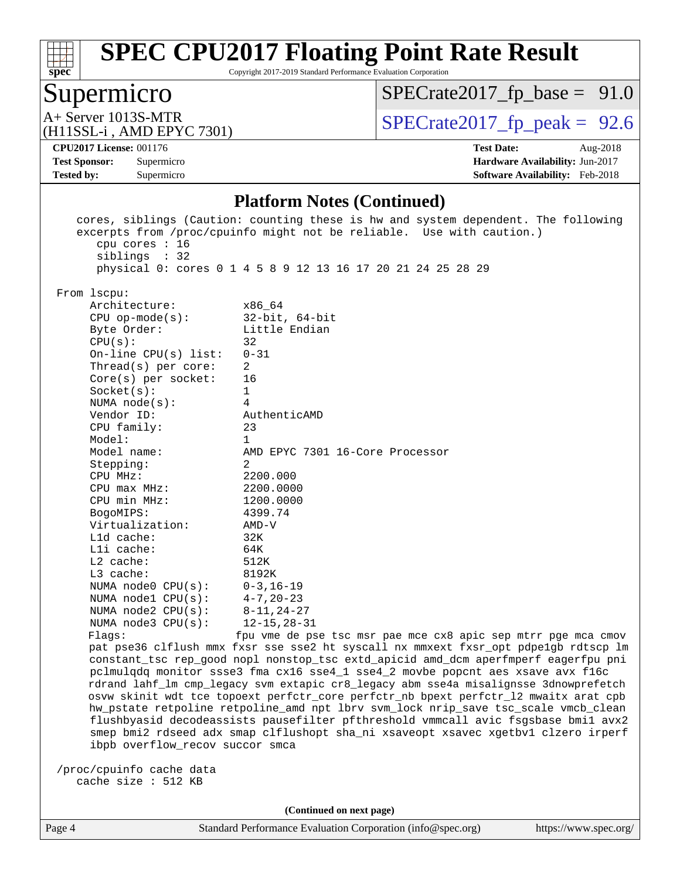# SPEC CPU2017 Floating Point Rate Result

Copyright 2017-2019 Standard Performance Evaluation Corporation

## Supermicro

A+ Server 1013S-MTR
(H11SSL-i , AMD EPYC 7301)

SPECrate2017_fp_base = 91.0

SPECrate2017_fp_peak = 92.6

**CPU2017 License:** 001176
**Test Sponsor:** Supermicro
**Tested by:** Supermicro

**Test Date:** Aug-2018
**Hardware Availability:** Jun-2017
**Software Availability:** Feb-2018

### Platform Notes (Continued)

```
    cores, siblings (Caution: counting these is hw and system dependent. The following
    excerpts from /proc/cpuinfo might not be reliable.  Use with caution.)
       cpu cores : 16
       siblings  : 32
       physical 0: cores 0 1 4 5 8 9 12 13 16 17 20 21 24 25 28 29

 From lscpu:
      Architecture:          x86_64
      CPU op-mode(s):        32-bit, 64-bit
      Byte Order:            Little Endian
      CPU(s):                32
      On-line CPU(s) list:   0-31
      Thread(s) per core:    2
      Core(s) per socket:    16
      Socket(s):             1
      NUMA node(s):          4
      Vendor ID:             AuthenticAMD
      CPU family:            23
      Model:                 1
      Model name:            AMD EPYC 7301 16-Core Processor
      Stepping:              2
      CPU MHz:               2200.000
      CPU max MHz:           2200.0000
      CPU min MHz:           1200.0000
      BogoMIPS:              4399.74
      Virtualization:        AMD-V
      L1d cache:             32K
      L1i cache:             64K
      L2 cache:              512K
      L3 cache:              8192K
      NUMA node0 CPU(s):     0-3,16-19
      NUMA node1 CPU(s):     4-7,20-23
      NUMA node2 CPU(s):     8-11,24-27
      NUMA node3 CPU(s):     12-15,28-31
      Flags:                 fpu vme de pse tsc msr pae mce cx8 apic sep mtrr pge mca cmov
      pat pse36 clflush mmx fxsr sse sse2 ht syscall nx mmxext fxsr_opt pdpe1gb rdtscp lm
      constant_tsc rep_good nopl nonstop_tsc extd_apicid amd_dcm aperfmperf eagerfpu pni
      pclmulqdq monitor ssse3 fma cx16 sse4_1 sse4_2 movbe popcnt aes xsave avx f16c
      rdrand lahf_lm cmp_legacy svm extapic cr8_legacy abm sse4a misalignsse 3dnowprefetch
      osvw skinit wdt tce topoext perfctr_core perfctr_nb bpext perfctr_l2 mwaitx arat cpb
      hw_pstate retpoline retpoline_amd npt lbrv svm_lock nrip_save tsc_scale vmcb_clean
      flushbyasid decodeassists pausefilter pfthreshold vmmcall avic fsgsbase bmi1 avx2
      smep bmi2 rdseed adx smap clflushopt sha_ni xsaveopt xsavec xgetbv1 clzero irperf
      ibpb overflow_recov succor smca

  /proc/cpuinfo cache data
    cache size : 512 KB
```

(Continued on next page)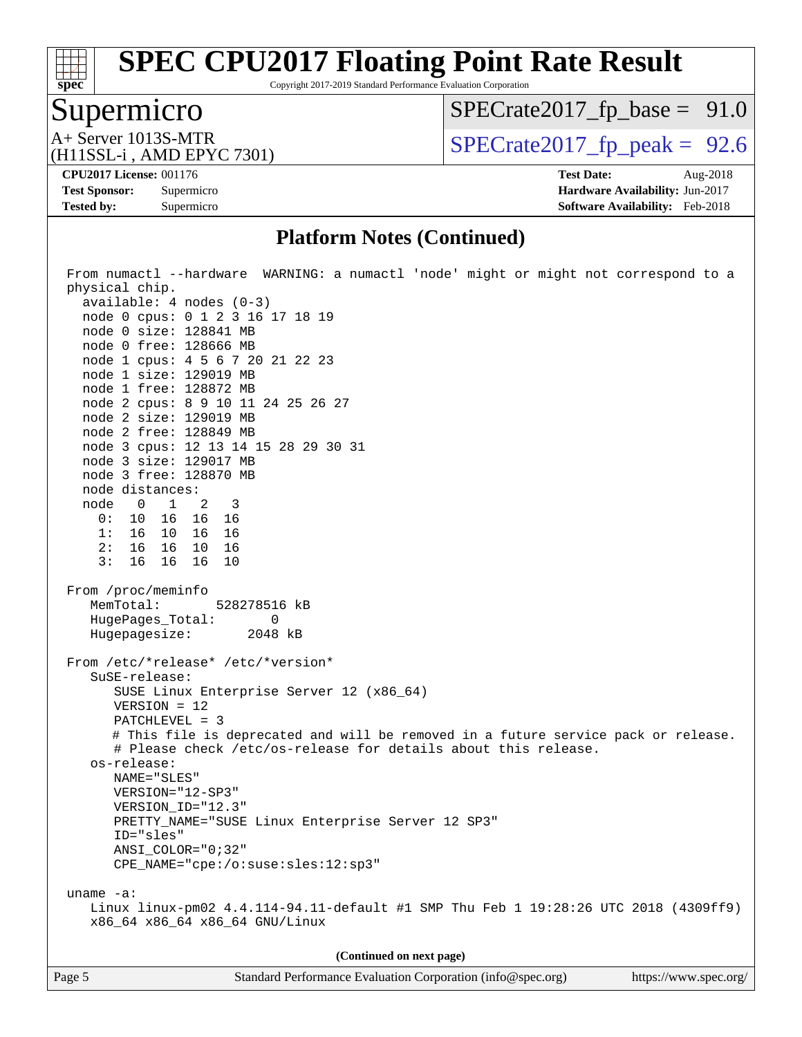## Platform Notes (Continued)

```
 From numactl --hardware  WARNING: a numactl 'node' might or might not correspond to a
 physical chip.
   available: 4 nodes (0-3)
   node 0 cpus: 0 1 2 3 16 17 18 19
   node 0 size: 128841 MB
   node 0 free: 128666 MB
   node 1 cpus: 4 5 6 7 20 21 22 23
   node 1 size: 129019 MB
   node 1 free: 128872 MB
   node 2 cpus: 8 9 10 11 24 25 26 27
   node 2 size: 129019 MB
   node 2 free: 128849 MB
   node 3 cpus: 12 13 14 15 28 29 30 31
   node 3 size: 129017 MB
   node 3 free: 128870 MB
   node distances:
   node   0   1   2   3
     0:  10  16  16  16
     1:  16  10  16  16
     2:  16  16  10  16
     3:  16  16  16  10

 From /proc/meminfo
    MemTotal:       528278516 kB
    HugePages_Total:       0
    Hugepagesize:       2048 kB

 From /etc/*release* /etc/*version*
    SuSE-release:
       SUSE Linux Enterprise Server 12 (x86_64)
       VERSION = 12
       PATCHLEVEL = 3
       # This file is deprecated and will be removed in a future service pack or release.
       # Please check /etc/os-release for details about this release.
    os-release:
       NAME="SLES"
       VERSION="12-SP3"
       VERSION_ID="12.3"
       PRETTY_NAME="SUSE Linux Enterprise Server 12 SP3"
       ID="sles"
       ANSI_COLOR="0;32"
       CPE_NAME="cpe:/o:suse:sles:12:sp3"

 uname -a:
    Linux linux-pm02 4.4.114-94.11-default #1 SMP Thu Feb 1 19:28:26 UTC 2018 (4309ff9)
    x86_64 x86_64 x86_64 GNU/Linux
```

**(Continued on next page)**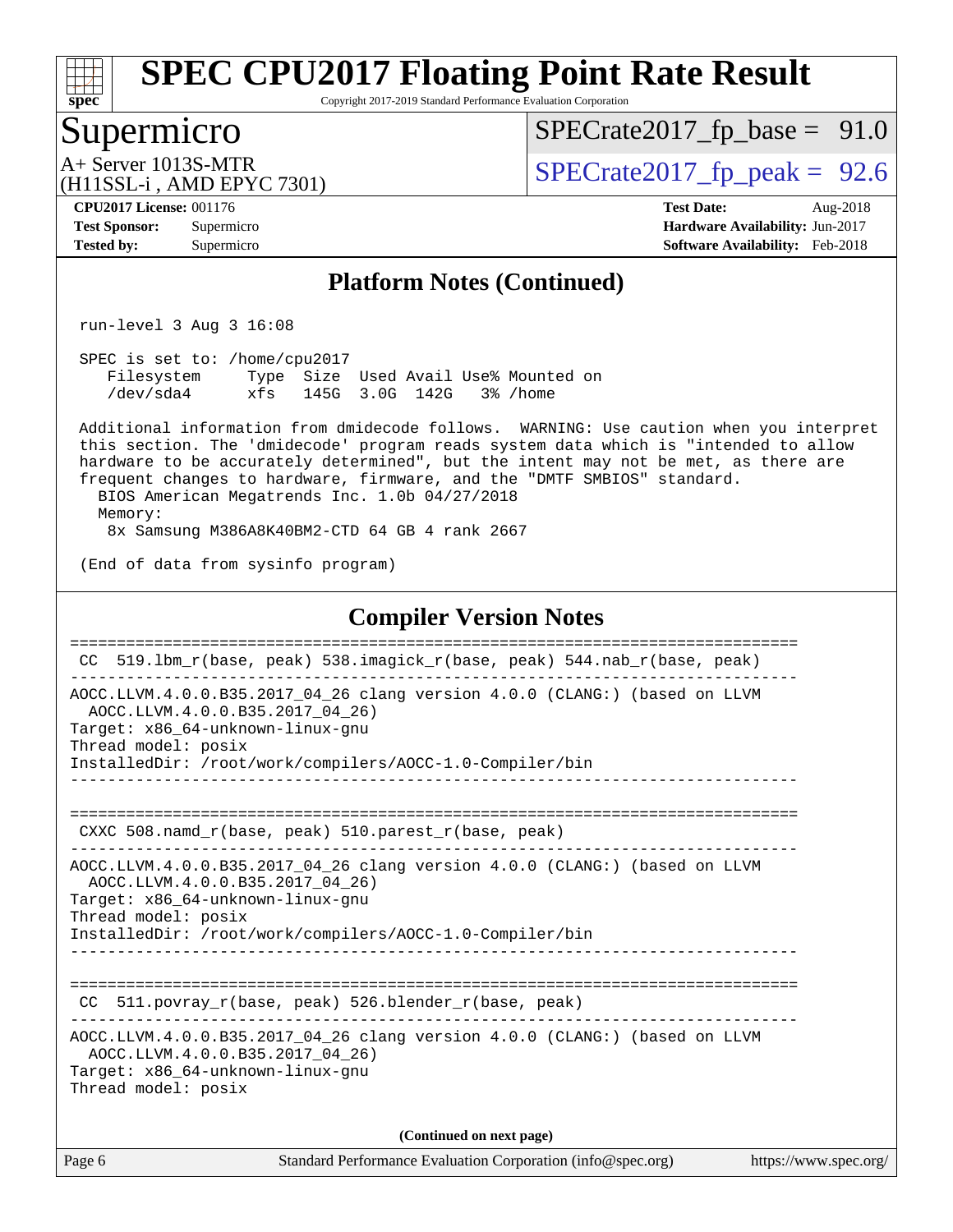## Platform Notes (Continued)

```
 run-level 3 Aug 3 16:08

 SPEC is set to: /home/cpu2017
    Filesystem     Type  Size  Used Avail Use% Mounted on
    /dev/sda4      xfs   145G  3.0G  142G   3% /home

 Additional information from dmidecode follows.  WARNING: Use caution when you interpret
 this section. The 'dmidecode' program reads system data which is "intended to allow
 hardware to be accurately determined", but the intent may not be met, as there are
 frequent changes to hardware, firmware, and the "DMTF SMBIOS" standard.
   BIOS American Megatrends Inc. 1.0b 04/27/2018
   Memory:
     8x Samsung M386A8K40BM2-CTD 64 GB 4 rank 2667

 (End of data from sysinfo program)
```

## Compiler Version Notes

```
==============================================================================
 CC  519.lbm_r(base, peak) 538.imagick_r(base, peak) 544.nab_r(base, peak)
------------------------------------------------------------------------------
AOCC.LLVM.4.0.0.B35.2017_04_26 clang version 4.0.0 (CLANG:) (based on LLVM
  AOCC.LLVM.4.0.0.B35.2017_04_26)
Target: x86_64-unknown-linux-gnu
Thread model: posix
InstalledDir: /root/work/compilers/AOCC-1.0-Compiler/bin
------------------------------------------------------------------------------

==============================================================================
 CXXC 508.namd_r(base, peak) 510.parest_r(base, peak)
------------------------------------------------------------------------------
AOCC.LLVM.4.0.0.B35.2017_04_26 clang version 4.0.0 (CLANG:) (based on LLVM
  AOCC.LLVM.4.0.0.B35.2017_04_26)
Target: x86_64-unknown-linux-gnu
Thread model: posix
InstalledDir: /root/work/compilers/AOCC-1.0-Compiler/bin
------------------------------------------------------------------------------

==============================================================================
 CC  511.povray_r(base, peak) 526.blender_r(base, peak)
------------------------------------------------------------------------------
AOCC.LLVM.4.0.0.B35.2017_04_26 clang version 4.0.0 (CLANG:) (based on LLVM
  AOCC.LLVM.4.0.0.B35.2017_04_26)
Target: x86_64-unknown-linux-gnu
Thread model: posix
```

**(Continued on next page)**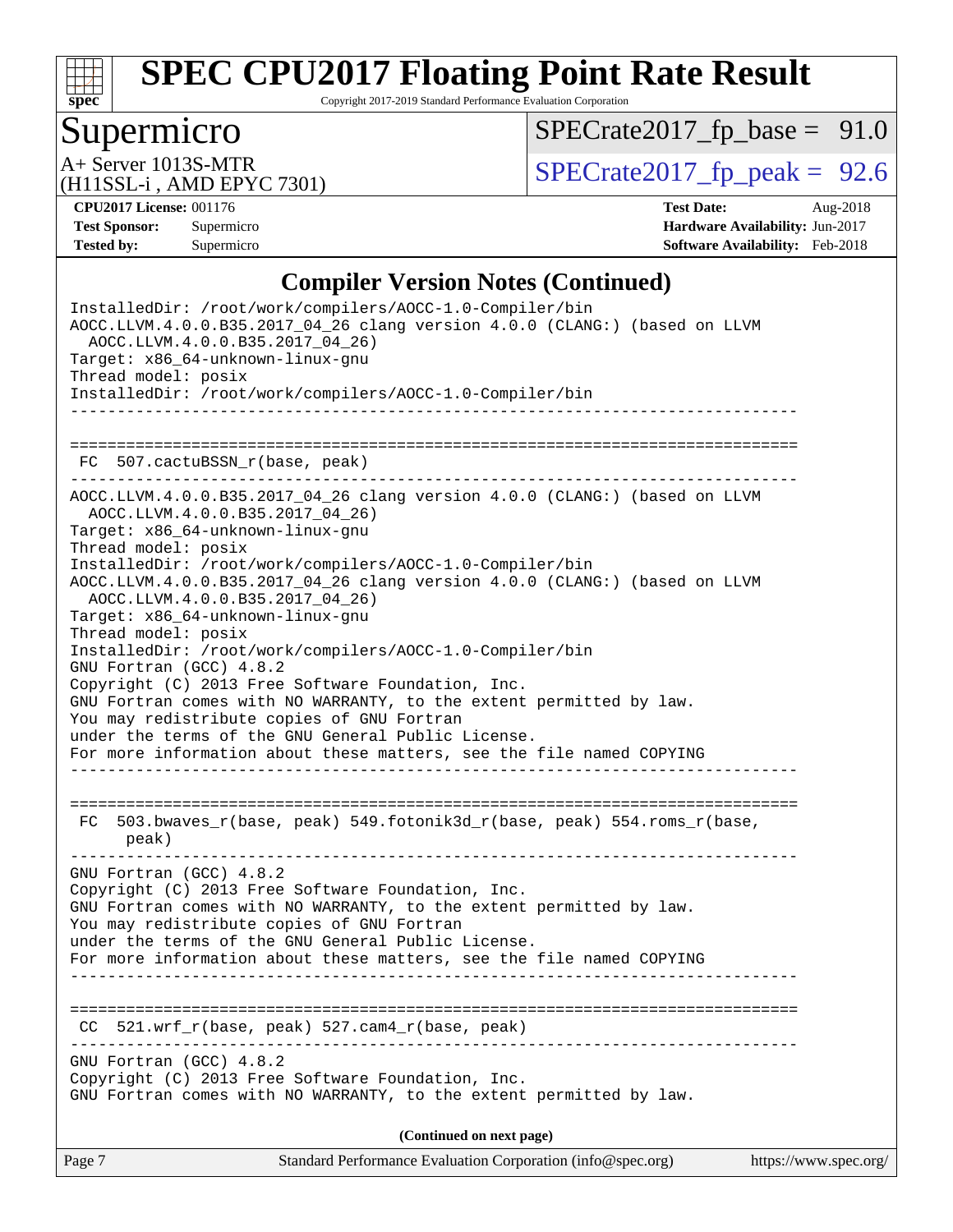## Compiler Version Notes (Continued)

```
InstalledDir: /root/work/compilers/AOCC-1.0-Compiler/bin
AOCC.LLVM.4.0.0.B35.2017_04_26 clang version 4.0.0 (CLANG:) (based on LLVM
  AOCC.LLVM.4.0.0.B35.2017_04_26)
Target: x86_64-unknown-linux-gnu
Thread model: posix
InstalledDir: /root/work/compilers/AOCC-1.0-Compiler/bin
------------------------------------------------------------------------------

==============================================================================
 FC  507.cactuBSSN_r(base, peak)
------------------------------------------------------------------------------
AOCC.LLVM.4.0.0.B35.2017_04_26 clang version 4.0.0 (CLANG:) (based on LLVM
  AOCC.LLVM.4.0.0.B35.2017_04_26)
Target: x86_64-unknown-linux-gnu
Thread model: posix
InstalledDir: /root/work/compilers/AOCC-1.0-Compiler/bin
AOCC.LLVM.4.0.0.B35.2017_04_26 clang version 4.0.0 (CLANG:) (based on LLVM
  AOCC.LLVM.4.0.0.B35.2017_04_26)
Target: x86_64-unknown-linux-gnu
Thread model: posix
InstalledDir: /root/work/compilers/AOCC-1.0-Compiler/bin
GNU Fortran (GCC) 4.8.2
Copyright (C) 2013 Free Software Foundation, Inc.
GNU Fortran comes with NO WARRANTY, to the extent permitted by law.
You may redistribute copies of GNU Fortran
under the terms of the GNU General Public License.
For more information about these matters, see the file named COPYING
------------------------------------------------------------------------------

==============================================================================
 FC  503.bwaves_r(base, peak) 549.fotonik3d_r(base, peak) 554.roms_r(base,
      peak)
------------------------------------------------------------------------------
GNU Fortran (GCC) 4.8.2
Copyright (C) 2013 Free Software Foundation, Inc.
GNU Fortran comes with NO WARRANTY, to the extent permitted by law.
You may redistribute copies of GNU Fortran
under the terms of the GNU General Public License.
For more information about these matters, see the file named COPYING
------------------------------------------------------------------------------

==============================================================================
 CC  521.wrf_r(base, peak) 527.cam4_r(base, peak)
------------------------------------------------------------------------------
GNU Fortran (GCC) 4.8.2
Copyright (C) 2013 Free Software Foundation, Inc.
GNU Fortran comes with NO WARRANTY, to the extent permitted by law.
```

**(Continued on next page)**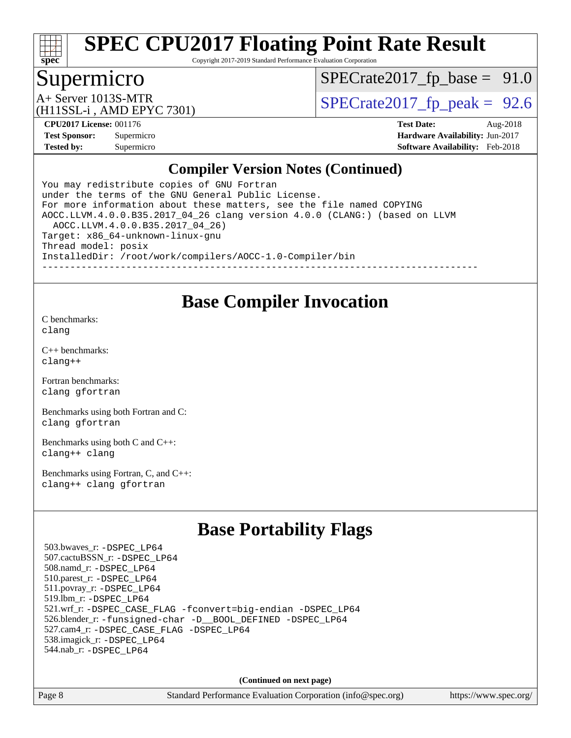## Compiler Version Notes (Continued)

```
You may redistribute copies of GNU Fortran
under the terms of the GNU General Public License.
For more information about these matters, see the file named COPYING
AOCC.LLVM.4.0.0.B35.2017_04_26 clang version 4.0.0 (CLANG:) (based on LLVM
  AOCC.LLVM.4.0.0.B35.2017_04_26)
Target: x86_64-unknown-linux-gnu
Thread model: posix
InstalledDir: /root/work/compilers/AOCC-1.0-Compiler/bin
------------------------------------------------------------------------------
```

## Base Compiler Invocation

C benchmarks:
clang

C++ benchmarks:
clang++

Fortran benchmarks:
clang gfortran

Benchmarks using both Fortran and C:
clang gfortran

Benchmarks using both C and C++:
clang++ clang

Benchmarks using Fortran, C, and C++:
clang++ clang gfortran

## Base Portability Flags

503.bwaves_r: -DSPEC_LP64
507.cactuBSSN_r: -DSPEC_LP64
508.namd_r: -DSPEC_LP64
510.parest_r: -DSPEC_LP64
511.povray_r: -DSPEC_LP64
519.lbm_r: -DSPEC_LP64
521.wrf_r: -DSPEC_CASE_FLAG -fconvert=big-endian -DSPEC_LP64
526.blender_r: -funsigned-char -D__BOOL_DEFINED -DSPEC_LP64
527.cam4_r: -DSPEC_CASE_FLAG -DSPEC_LP64
538.imagick_r: -DSPEC_LP64
544.nab_r: -DSPEC_LP64

**(Continued on next page)**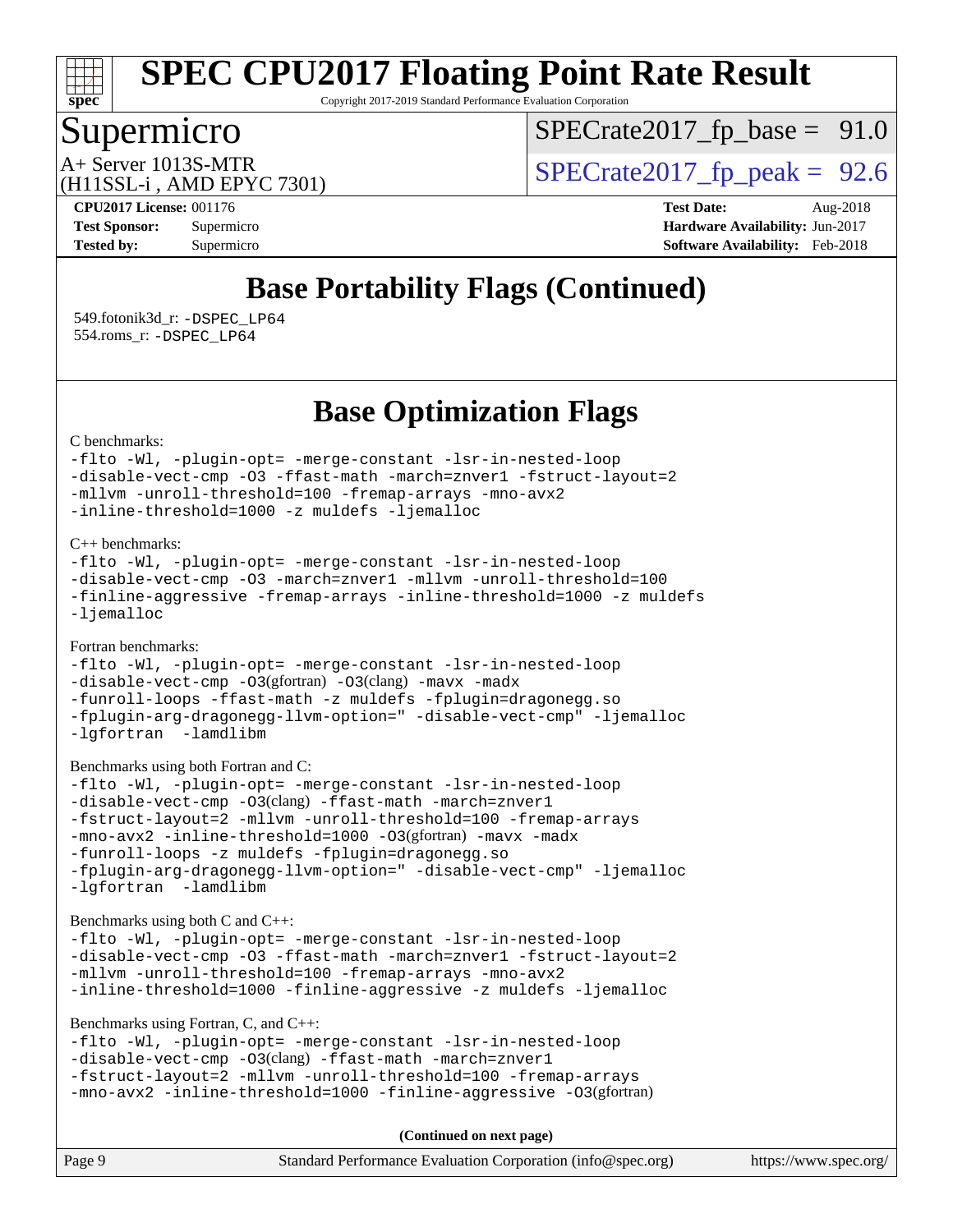# SPEC CPU2017 Floating Point Rate Result

Copyright 2017-2019 Standard Performance Evaluation Corporation

## Supermicro

A+ Server 1013S-MTR
(H11SSL-i , AMD EPYC 7301)

SPECrate2017_fp_base = 91.0

SPECrate2017_fp_peak = 92.6

**CPU2017 License:** 001176
**Test Sponsor:** Supermicro
**Tested by:** Supermicro

**Test Date:** Aug-2018
**Hardware Availability:** Jun-2017
**Software Availability:** Feb-2018

## Base Portability Flags (Continued)

549.fotonik3d_r: -DSPEC_LP64
554.roms_r: -DSPEC_LP64

## Base Optimization Flags

C benchmarks:

```
-flto -Wl, -plugin-opt= -merge-constant -lsr-in-nested-loop
-disable-vect-cmp -O3 -ffast-math -march=znver1 -fstruct-layout=2
-mllvm -unroll-threshold=100 -fremap-arrays -mno-avx2
-inline-threshold=1000 -z muldefs -ljemalloc
```

C++ benchmarks:

```
-flto -Wl, -plugin-opt= -merge-constant -lsr-in-nested-loop
-disable-vect-cmp -O3 -march=znver1 -mllvm -unroll-threshold=100
-finline-aggressive -fremap-arrays -inline-threshold=1000 -z muldefs
-ljemalloc
```

Fortran benchmarks:

```
-flto -Wl, -plugin-opt= -merge-constant -lsr-in-nested-loop
-disable-vect-cmp -O3(gfortran) -O3(clang) -mavx -madx
-funroll-loops -ffast-math -z muldefs -fplugin=dragonegg.so
-fplugin-arg-dragonegg-llvm-option=" -disable-vect-cmp" -ljemalloc
-lgfortran  -lamdlibm
```

Benchmarks using both Fortran and C:

```
-flto -Wl, -plugin-opt= -merge-constant -lsr-in-nested-loop
-disable-vect-cmp -O3(clang) -ffast-math -march=znver1
-fstruct-layout=2 -mllvm -unroll-threshold=100 -fremap-arrays
-mno-avx2 -inline-threshold=1000 -O3(gfortran) -mavx -madx
-funroll-loops -z muldefs -fplugin=dragonegg.so
-fplugin-arg-dragonegg-llvm-option=" -disable-vect-cmp" -ljemalloc
-lgfortran  -lamdlibm
```

Benchmarks using both C and C++:

```
-flto -Wl, -plugin-opt= -merge-constant -lsr-in-nested-loop
-disable-vect-cmp -O3 -ffast-math -march=znver1 -fstruct-layout=2
-mllvm -unroll-threshold=100 -fremap-arrays -mno-avx2
-inline-threshold=1000 -finline-aggressive -z muldefs -ljemalloc
```

Benchmarks using Fortran, C, and C++:

```
-flto -Wl, -plugin-opt= -merge-constant -lsr-in-nested-loop
-disable-vect-cmp -O3(clang) -ffast-math -march=znver1
-fstruct-layout=2 -mllvm -unroll-threshold=100 -fremap-arrays
-mno-avx2 -inline-threshold=1000 -finline-aggressive -O3(gfortran)
```

**(Continued on next page)**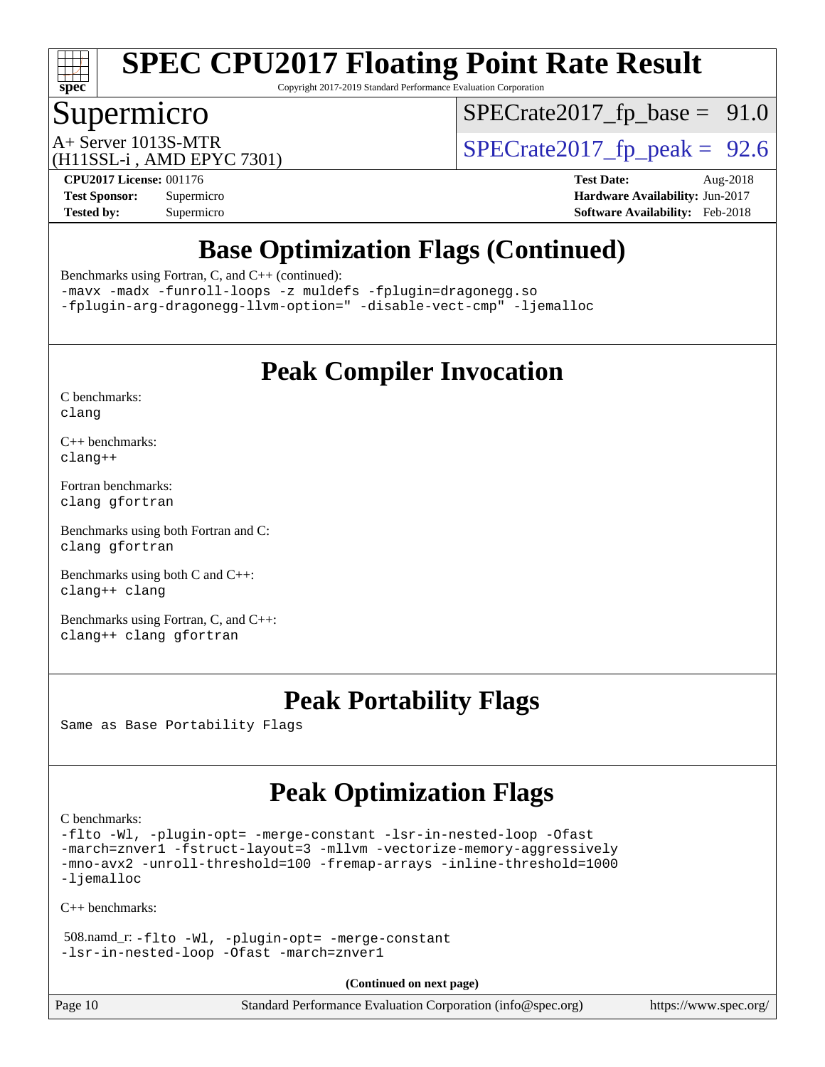# Base Optimization Flags (Continued)

Benchmarks using Fortran, C, and C++ (continued):

```
-mavx -madx -funroll-loops -z muldefs -fplugin=dragonegg.so
-fplugin-arg-dragonegg-llvm-option=" -disable-vect-cmp" -ljemalloc
```

# Peak Compiler Invocation

C benchmarks:
```
clang
```

C++ benchmarks:
```
clang++
```

Fortran benchmarks:
```
clang gfortran
```

Benchmarks using both Fortran and C:
```
clang gfortran
```

Benchmarks using both C and C++:
```
clang++ clang
```

Benchmarks using Fortran, C, and C++:
```
clang++ clang gfortran
```

# Peak Portability Flags

Same as Base Portability Flags

# Peak Optimization Flags

C benchmarks:

```
-flto -Wl, -plugin-opt= -merge-constant -lsr-in-nested-loop -Ofast
-march=znver1 -fstruct-layout=3 -mllvm -vectorize-memory-aggressively
-mno-avx2 -unroll-threshold=100 -fremap-arrays -inline-threshold=1000
-ljemalloc
```

C++ benchmarks:

508.namd_r:
```
-flto -Wl, -plugin-opt= -merge-constant
-lsr-in-nested-loop -Ofast -march=znver1
```

**(Continued on next page)**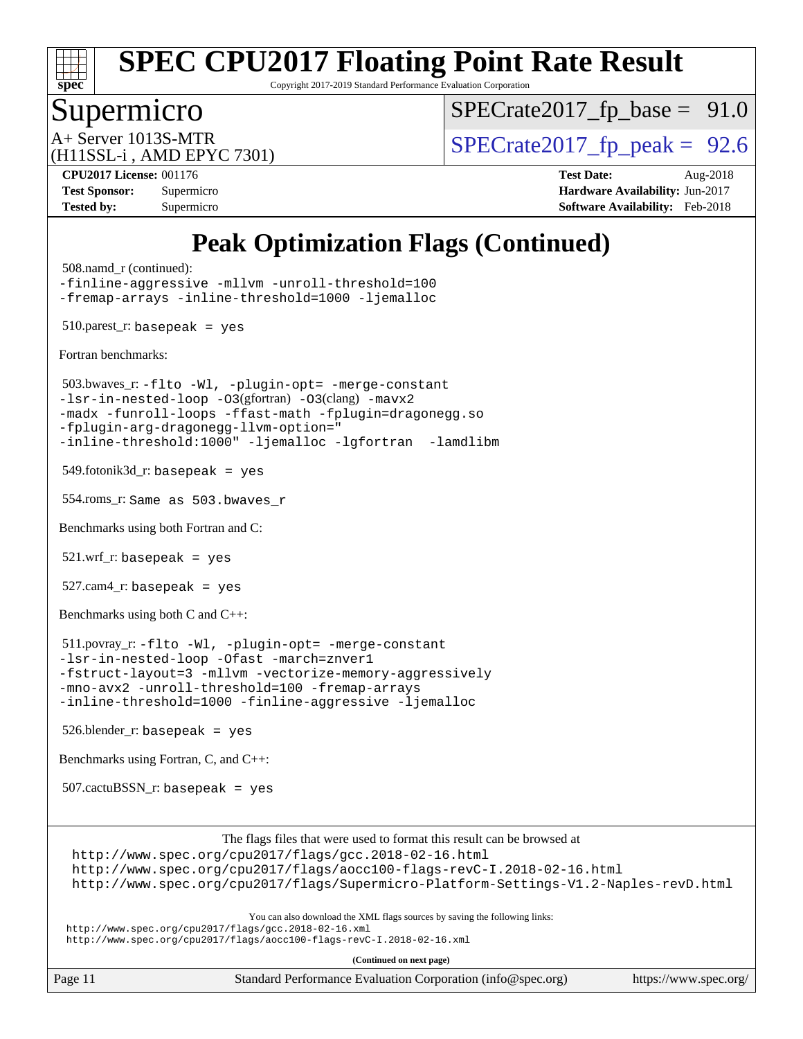# SPEC CPU2017 Floating Point Rate Result

Copyright 2017-2019 Standard Performance Evaluation Corporation

## Supermicro

A+ Server 1013S-MTR
(H11SSL-i , AMD EPYC 7301)

SPECrate2017_fp_base = 91.0

SPECrate2017_fp_peak = 92.6

**CPU2017 License:** 001176
**Test Sponsor:** Supermicro
**Tested by:** Supermicro

**Test Date:** Aug-2018
**Hardware Availability:** Jun-2017
**Software Availability:** Feb-2018

# Peak Optimization Flags (Continued)

508.namd_r (continued):
```
-finline-aggressive -mllvm -unroll-threshold=100
-fremap-arrays -inline-threshold=1000 -ljemalloc
```

510.parest_r: `basepeak = yes`

Fortran benchmarks:

503.bwaves_r: `-flto -Wl, -plugin-opt= -merge-constant -lsr-in-nested-loop -O3`(gfortran) `-O3`(clang) `-mavx2 -madx -funroll-loops -ffast-math -fplugin=dragonegg.so -fplugin-arg-dragonegg-llvm-option=" -inline-threshold:1000" -ljemalloc -lgfortran -lamdlibm`

549.fotonik3d_r: `basepeak = yes`

554.roms_r: `Same as 503.bwaves_r`

Benchmarks using both Fortran and C:

521.wrf_r: `basepeak = yes`

527.cam4_r: `basepeak = yes`

Benchmarks using both C and C++:

511.povray_r: `-flto -Wl, -plugin-opt= -merge-constant -lsr-in-nested-loop -Ofast -march=znver1 -fstruct-layout=3 -mllvm -vectorize-memory-aggressively -mno-avx2 -unroll-threshold=100 -fremap-arrays -inline-threshold=1000 -finline-aggressive -ljemalloc`

526.blender_r: `basepeak = yes`

Benchmarks using Fortran, C, and C++:

507.cactuBSSN_r: `basepeak = yes`

The flags files that were used to format this result can be browsed at

http://www.spec.org/cpu2017/flags/gcc.2018-02-16.html
http://www.spec.org/cpu2017/flags/aocc100-flags-revC-I.2018-02-16.html
http://www.spec.org/cpu2017/flags/Supermicro-Platform-Settings-V1.2-Naples-revD.html

You can also download the XML flags sources by saving the following links:

http://www.spec.org/cpu2017/flags/gcc.2018-02-16.xml
http://www.spec.org/cpu2017/flags/aocc100-flags-revC-I.2018-02-16.xml

**(Continued on next page)**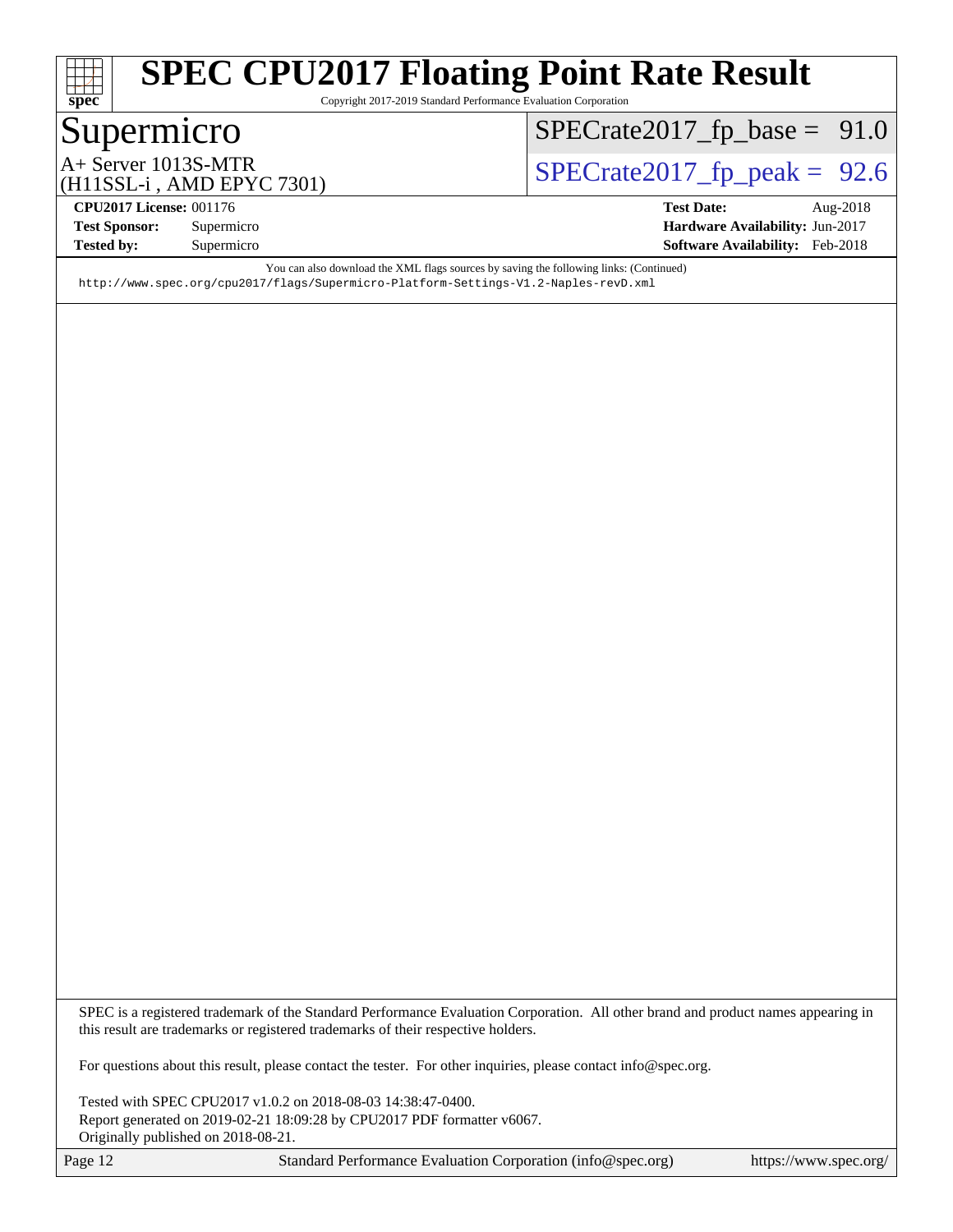You can also download the XML flags sources by saving the following links: (Continued)

http://www.spec.org/cpu2017/flags/Supermicro-Platform-Settings-V1.2-Naples-revD.xml

SPEC is a registered trademark of the Standard Performance Evaluation Corporation. All other brand and product names appearing in this result are trademarks or registered trademarks of their respective holders.

For questions about this result, please contact the tester. For other inquiries, please contact info@spec.org.

Tested with SPEC CPU2017 v1.0.2 on 2018-08-03 14:38:47-0400.
Report generated on 2019-02-21 18:09:28 by CPU2017 PDF formatter v6067.
Originally published on 2018-08-21.